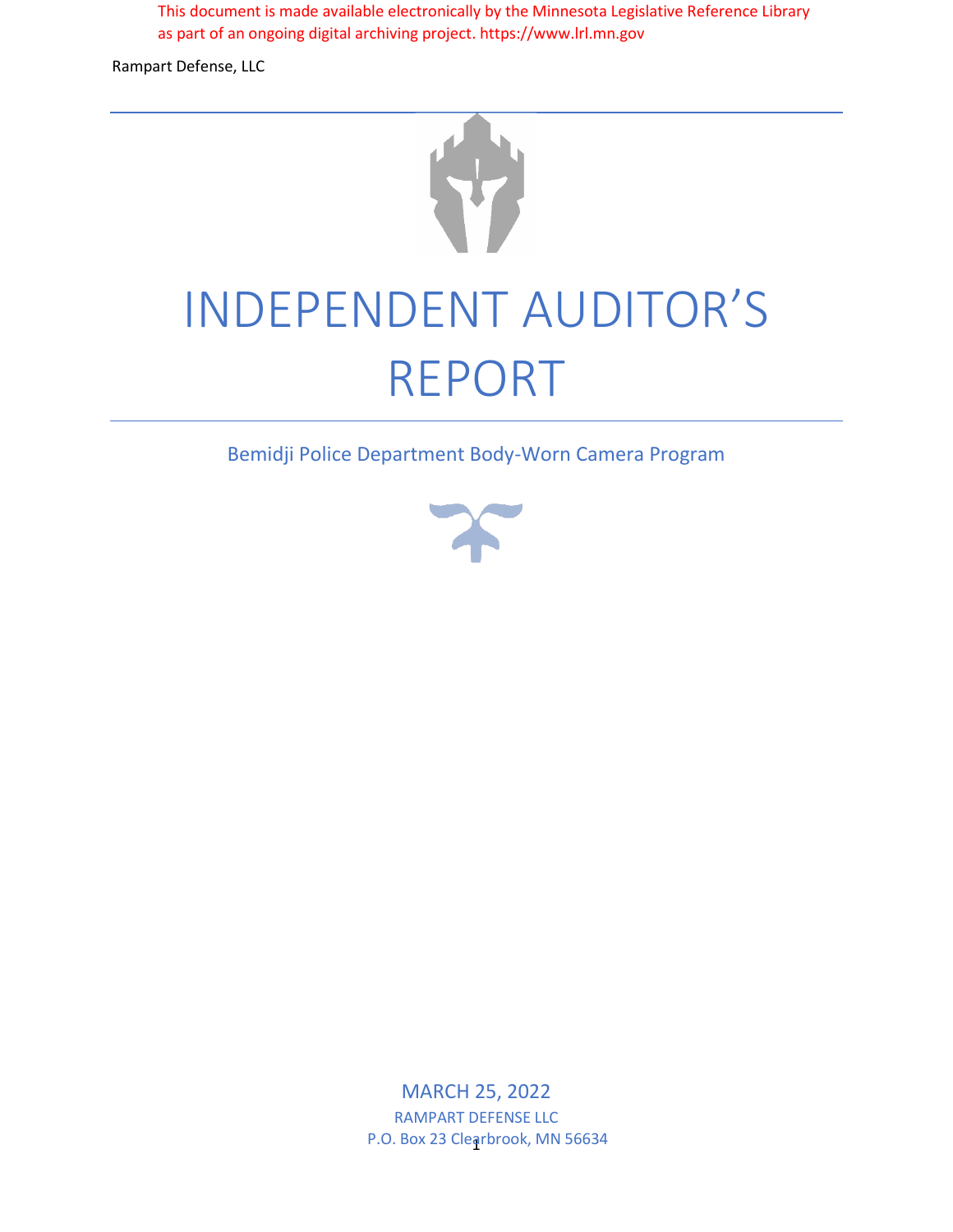This document is made available electronically by the Minnesota Legislative Reference Library as part of an ongoing digital archiving project. https://www.lrl.mn.gov

Rampart Defense, LLC

# INDEPENDENT AUDITOR'S REPORT

## Bemidji Police Department Body-Worn Camera Program

MARCH 25, 2022

RAMPART DEFENSE LLC

P.O. Box 23 Clearbrook, MN 56634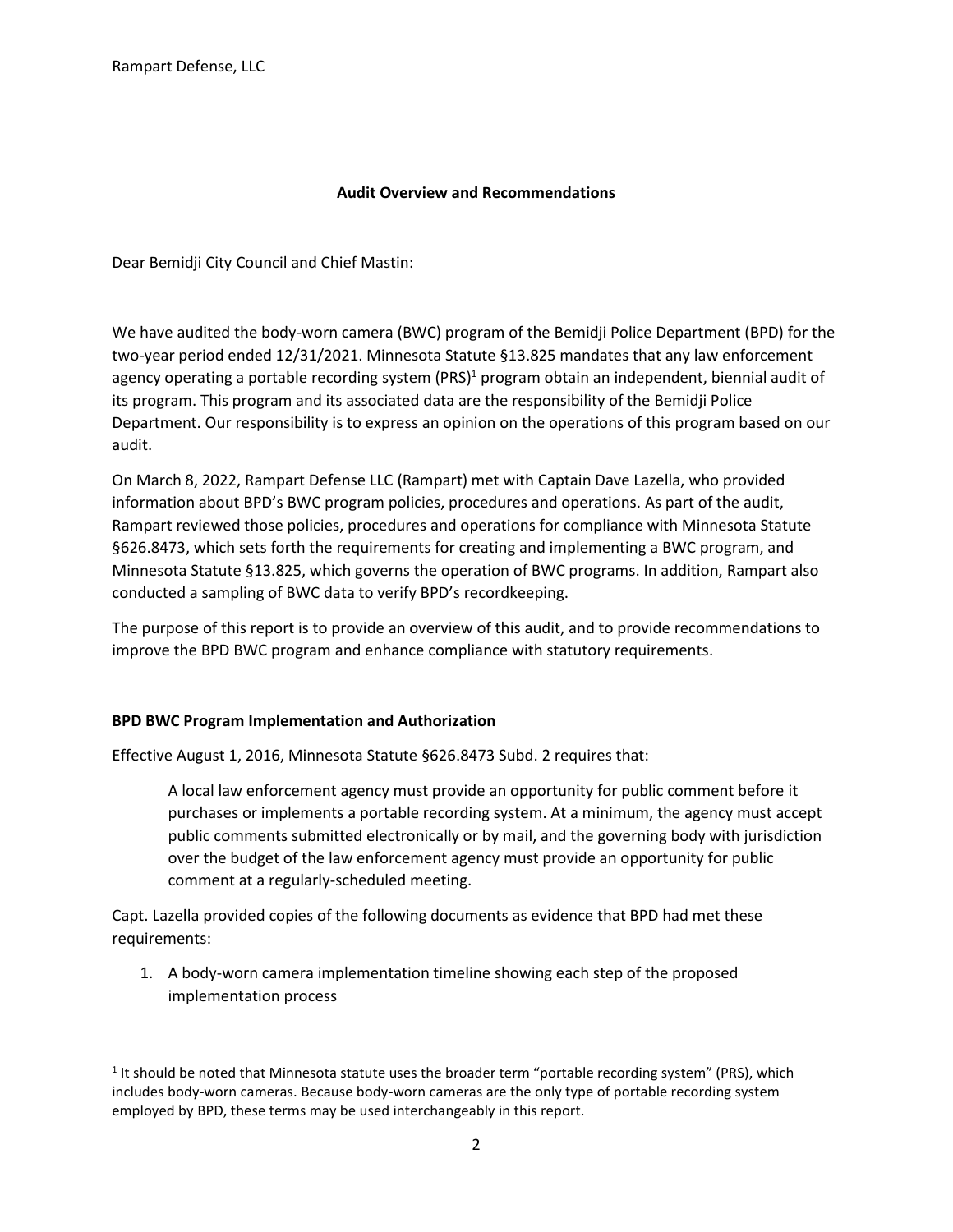Rampart Defense, LLC

**Audit Overview and Recommendations**

Dear Bemidji City Council and Chief Mastin:

We have audited the body-worn camera (BWC) program of the Bemidji Police Department (BPD) for the two-year period ended 12/31/2021. Minnesota Statute §13.825 mandates that any law enforcement agency operating a portable recording system (PRS)[1] program obtain an independent, biennial audit of its program. This program and its associated data are the responsibility of the Bemidji Police Department. Our responsibility is to express an opinion on the operations of this program based on our audit.

On March 8, 2022, Rampart Defense LLC (Rampart) met with Captain Dave Lazella, who provided information about BPD's BWC program policies, procedures and operations. As part of the audit, Rampart reviewed those policies, procedures and operations for compliance with Minnesota Statute §626.8473, which sets forth the requirements for creating and implementing a BWC program, and Minnesota Statute §13.825, which governs the operation of BWC programs. In addition, Rampart also conducted a sampling of BWC data to verify BPD's recordkeeping.

The purpose of this report is to provide an overview of this audit, and to provide recommendations to improve the BPD BWC program and enhance compliance with statutory requirements.

**BPD BWC Program Implementation and Authorization**

Effective August 1, 2016, Minnesota Statute §626.8473 Subd. 2 requires that:

> A local law enforcement agency must provide an opportunity for public comment before it purchases or implements a portable recording system. At a minimum, the agency must accept public comments submitted electronically or by mail, and the governing body with jurisdiction over the budget of the law enforcement agency must provide an opportunity for public comment at a regularly-scheduled meeting.

Capt. Lazella provided copies of the following documents as evidence that BPD had met these requirements:

1. A body-worn camera implementation timeline showing each step of the proposed implementation process

[1] It should be noted that Minnesota statute uses the broader term "portable recording system" (PRS), which includes body-worn cameras. Because body-worn cameras are the only type of portable recording system employed by BPD, these terms may be used interchangeably in this report.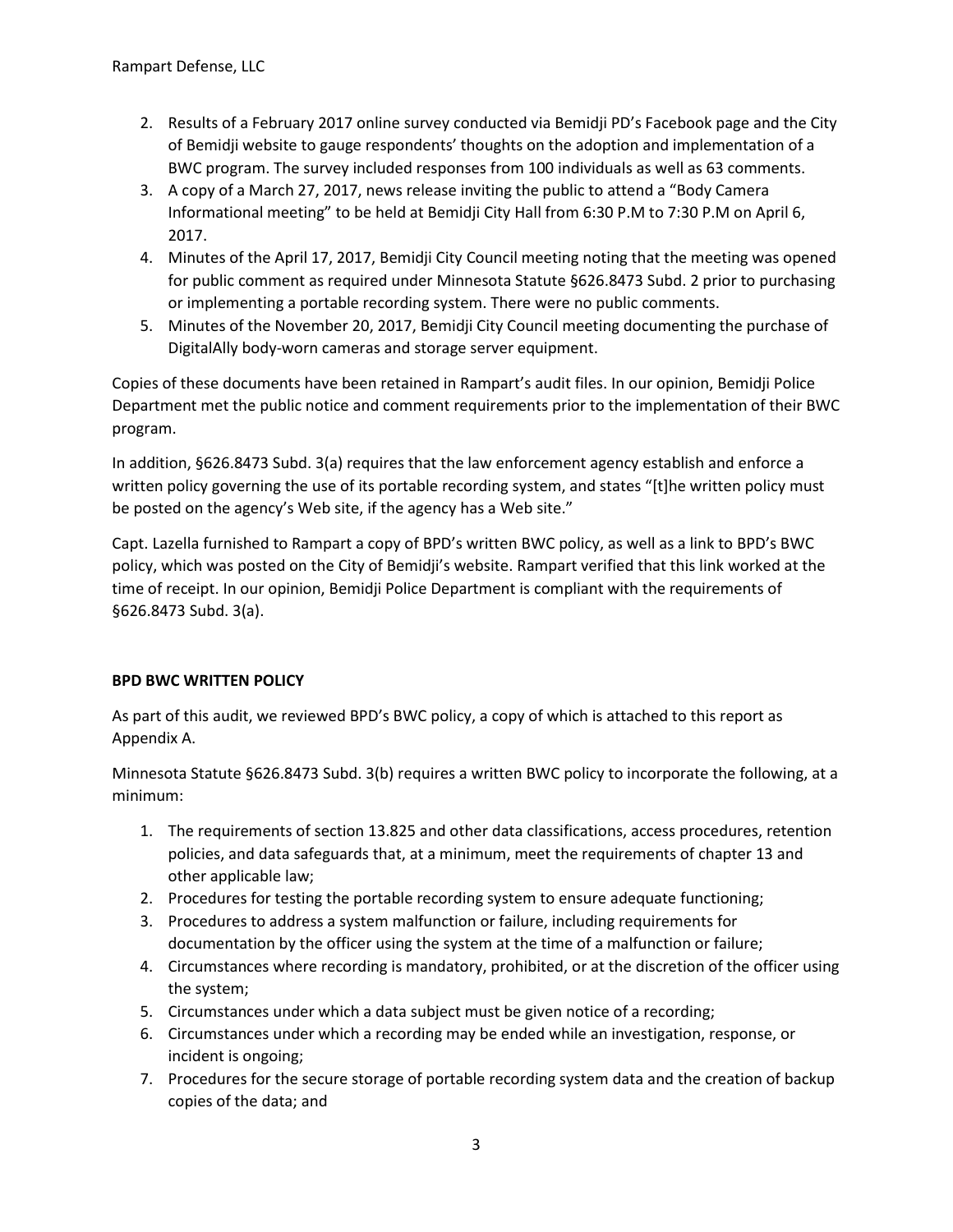2. Results of a February 2017 online survey conducted via Bemidji PD's Facebook page and the City of Bemidji website to gauge respondents' thoughts on the adoption and implementation of a BWC program. The survey included responses from 100 individuals as well as 63 comments.
3. A copy of a March 27, 2017, news release inviting the public to attend a "Body Camera Informational meeting" to be held at Bemidji City Hall from 6:30 P.M to 7:30 P.M on April 6, 2017.
4. Minutes of the April 17, 2017, Bemidji City Council meeting noting that the meeting was opened for public comment as required under Minnesota Statute §626.8473 Subd. 2 prior to purchasing or implementing a portable recording system. There were no public comments.
5. Minutes of the November 20, 2017, Bemidji City Council meeting documenting the purchase of DigitalAlly body-worn cameras and storage server equipment.

Copies of these documents have been retained in Rampart's audit files. In our opinion, Bemidji Police Department met the public notice and comment requirements prior to the implementation of their BWC program.

In addition, §626.8473 Subd. 3(a) requires that the law enforcement agency establish and enforce a written policy governing the use of its portable recording system, and states "[t]he written policy must be posted on the agency's Web site, if the agency has a Web site."

Capt. Lazella furnished to Rampart a copy of BPD's written BWC policy, as well as a link to BPD's BWC policy, which was posted on the City of Bemidji's website. Rampart verified that this link worked at the time of receipt. In our opinion, Bemidji Police Department is compliant with the requirements of §626.8473 Subd. 3(a).

**BPD BWC WRITTEN POLICY**

As part of this audit, we reviewed BPD's BWC policy, a copy of which is attached to this report as Appendix A.

Minnesota Statute §626.8473 Subd. 3(b) requires a written BWC policy to incorporate the following, at a minimum:

1. The requirements of section 13.825 and other data classifications, access procedures, retention policies, and data safeguards that, at a minimum, meet the requirements of chapter 13 and other applicable law;
2. Procedures for testing the portable recording system to ensure adequate functioning;
3. Procedures to address a system malfunction or failure, including requirements for documentation by the officer using the system at the time of a malfunction or failure;
4. Circumstances where recording is mandatory, prohibited, or at the discretion of the officer using the system;
5. Circumstances under which a data subject must be given notice of a recording;
6. Circumstances under which a recording may be ended while an investigation, response, or incident is ongoing;
7. Procedures for the secure storage of portable recording system data and the creation of backup copies of the data; and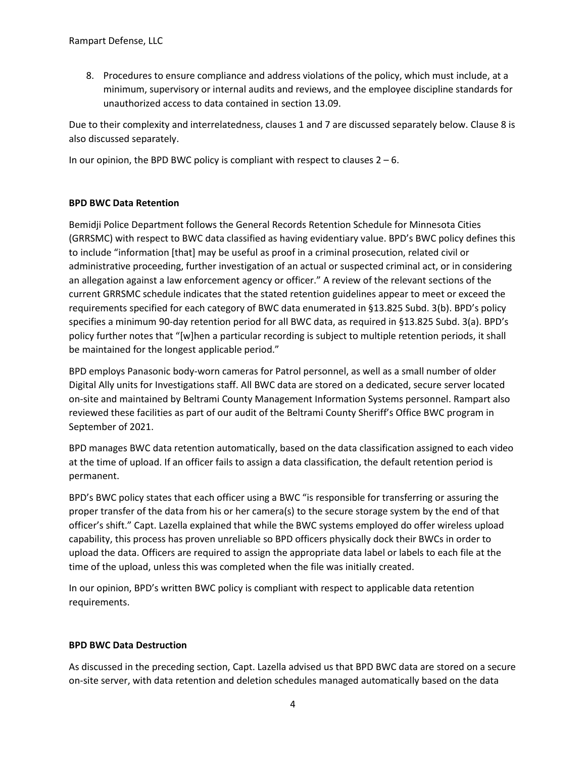8. Procedures to ensure compliance and address violations of the policy, which must include, at a minimum, supervisory or internal audits and reviews, and the employee discipline standards for unauthorized access to data contained in section 13.09.

Due to their complexity and interrelatedness, clauses 1 and 7 are discussed separately below. Clause 8 is also discussed separately.

In our opinion, the BPD BWC policy is compliant with respect to clauses 2 – 6.

**BPD BWC Data Retention**

Bemidji Police Department follows the General Records Retention Schedule for Minnesota Cities (GRRSMC) with respect to BWC data classified as having evidentiary value. BPD's BWC policy defines this to include "information [that] may be useful as proof in a criminal prosecution, related civil or administrative proceeding, further investigation of an actual or suspected criminal act, or in considering an allegation against a law enforcement agency or officer." A review of the relevant sections of the current GRRSMC schedule indicates that the stated retention guidelines appear to meet or exceed the requirements specified for each category of BWC data enumerated in §13.825 Subd. 3(b). BPD's policy specifies a minimum 90-day retention period for all BWC data, as required in §13.825 Subd. 3(a). BPD's policy further notes that "[w]hen a particular recording is subject to multiple retention periods, it shall be maintained for the longest applicable period."

BPD employs Panasonic body-worn cameras for Patrol personnel, as well as a small number of older Digital Ally units for Investigations staff. All BWC data are stored on a dedicated, secure server located on-site and maintained by Beltrami County Management Information Systems personnel. Rampart also reviewed these facilities as part of our audit of the Beltrami County Sheriff's Office BWC program in September of 2021.

BPD manages BWC data retention automatically, based on the data classification assigned to each video at the time of upload. If an officer fails to assign a data classification, the default retention period is permanent.

BPD's BWC policy states that each officer using a BWC "is responsible for transferring or assuring the proper transfer of the data from his or her camera(s) to the secure storage system by the end of that officer's shift." Capt. Lazella explained that while the BWC systems employed do offer wireless upload capability, this process has proven unreliable so BPD officers physically dock their BWCs in order to upload the data. Officers are required to assign the appropriate data label or labels to each file at the time of the upload, unless this was completed when the file was initially created.

In our opinion, BPD's written BWC policy is compliant with respect to applicable data retention requirements.

**BPD BWC Data Destruction**

As discussed in the preceding section, Capt. Lazella advised us that BPD BWC data are stored on a secure on-site server, with data retention and deletion schedules managed automatically based on the data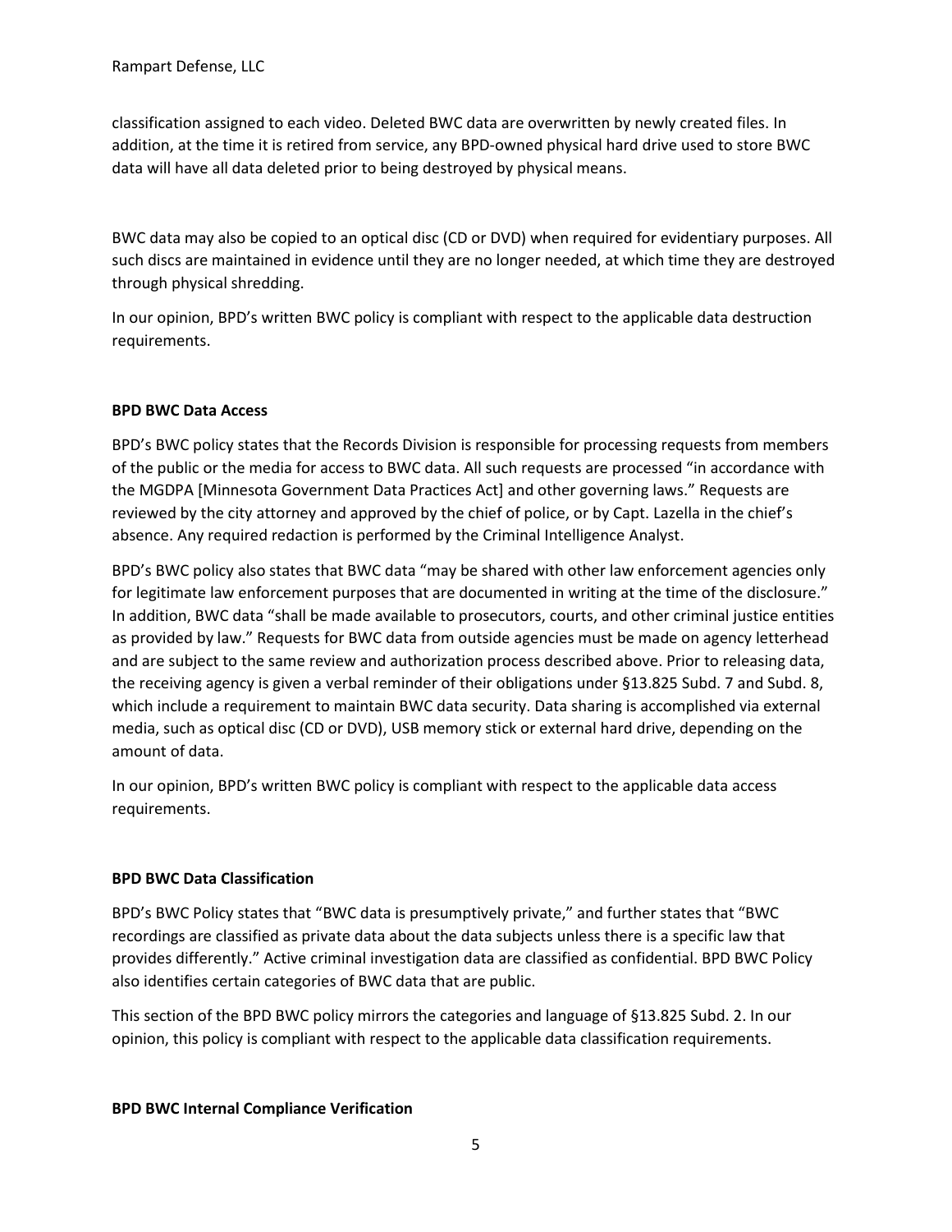classification assigned to each video. Deleted BWC data are overwritten by newly created files. In addition, at the time it is retired from service, any BPD-owned physical hard drive used to store BWC data will have all data deleted prior to being destroyed by physical means.

BWC data may also be copied to an optical disc (CD or DVD) when required for evidentiary purposes. All such discs are maintained in evidence until they are no longer needed, at which time they are destroyed through physical shredding.

In our opinion, BPD's written BWC policy is compliant with respect to the applicable data destruction requirements.

**BPD BWC Data Access**

BPD's BWC policy states that the Records Division is responsible for processing requests from members of the public or the media for access to BWC data. All such requests are processed "in accordance with the MGDPA [Minnesota Government Data Practices Act] and other governing laws." Requests are reviewed by the city attorney and approved by the chief of police, or by Capt. Lazella in the chief's absence. Any required redaction is performed by the Criminal Intelligence Analyst.

BPD's BWC policy also states that BWC data "may be shared with other law enforcement agencies only for legitimate law enforcement purposes that are documented in writing at the time of the disclosure." In addition, BWC data "shall be made available to prosecutors, courts, and other criminal justice entities as provided by law." Requests for BWC data from outside agencies must be made on agency letterhead and are subject to the same review and authorization process described above. Prior to releasing data, the receiving agency is given a verbal reminder of their obligations under §13.825 Subd. 7 and Subd. 8, which include a requirement to maintain BWC data security. Data sharing is accomplished via external media, such as optical disc (CD or DVD), USB memory stick or external hard drive, depending on the amount of data.

In our opinion, BPD's written BWC policy is compliant with respect to the applicable data access requirements.

**BPD BWC Data Classification**

BPD's BWC Policy states that "BWC data is presumptively private," and further states that "BWC recordings are classified as private data about the data subjects unless there is a specific law that provides differently." Active criminal investigation data are classified as confidential. BPD BWC Policy also identifies certain categories of BWC data that are public.

This section of the BPD BWC policy mirrors the categories and language of §13.825 Subd. 2. In our opinion, this policy is compliant with respect to the applicable data classification requirements.

**BPD BWC Internal Compliance Verification**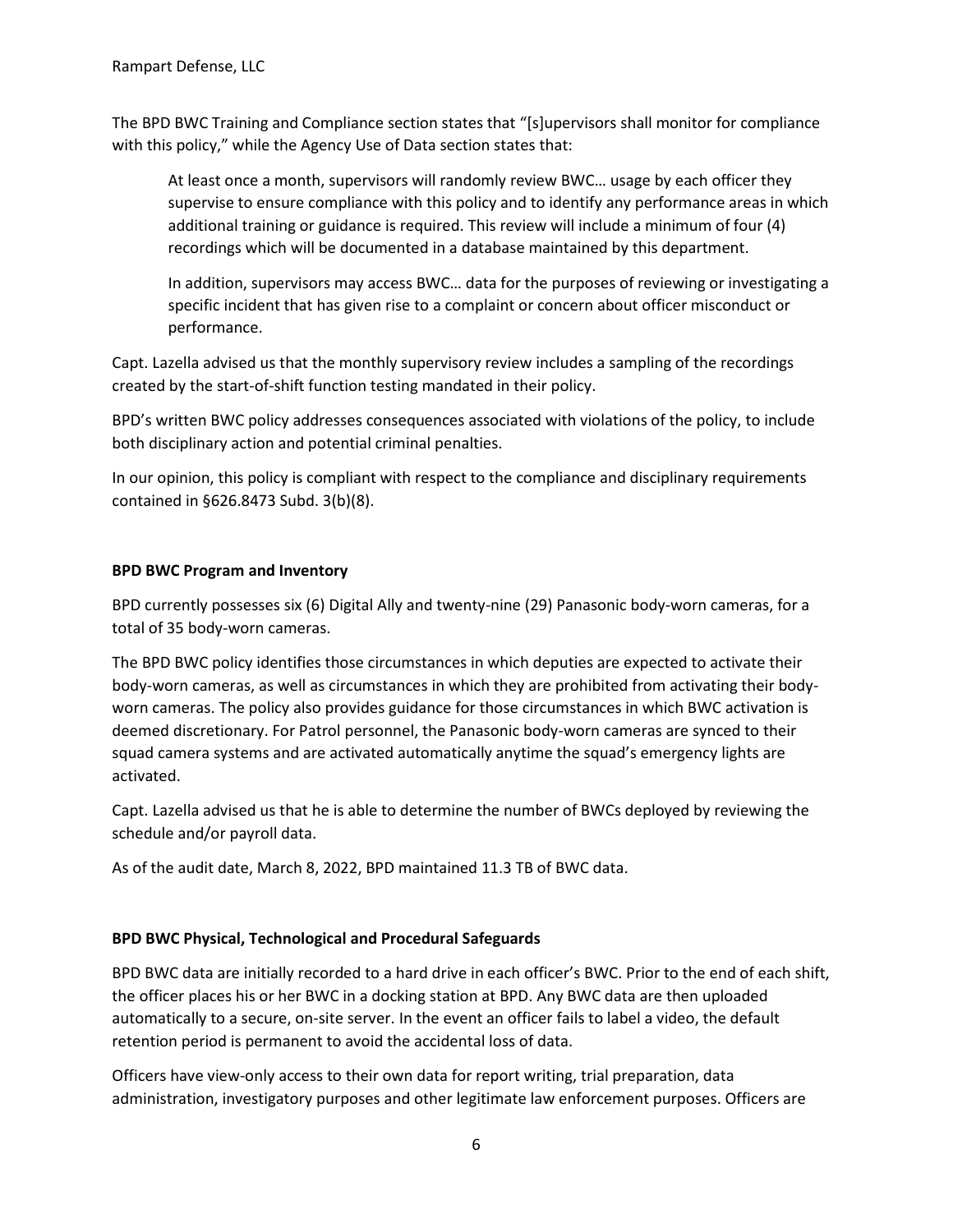The BPD BWC Training and Compliance section states that "[s]upervisors shall monitor for compliance with this policy," while the Agency Use of Data section states that:

> At least once a month, supervisors will randomly review BWC… usage by each officer they supervise to ensure compliance with this policy and to identify any performance areas in which additional training or guidance is required. This review will include a minimum of four (4) recordings which will be documented in a database maintained by this department.
>
> In addition, supervisors may access BWC… data for the purposes of reviewing or investigating a specific incident that has given rise to a complaint or concern about officer misconduct or performance.

Capt. Lazella advised us that the monthly supervisory review includes a sampling of the recordings created by the start-of-shift function testing mandated in their policy.

BPD's written BWC policy addresses consequences associated with violations of the policy, to include both disciplinary action and potential criminal penalties.

In our opinion, this policy is compliant with respect to the compliance and disciplinary requirements contained in §626.8473 Subd. 3(b)(8).

**BPD BWC Program and Inventory**

BPD currently possesses six (6) Digital Ally and twenty-nine (29) Panasonic body-worn cameras, for a total of 35 body-worn cameras.

The BPD BWC policy identifies those circumstances in which deputies are expected to activate their body-worn cameras, as well as circumstances in which they are prohibited from activating their body-worn cameras. The policy also provides guidance for those circumstances in which BWC activation is deemed discretionary. For Patrol personnel, the Panasonic body-worn cameras are synced to their squad camera systems and are activated automatically anytime the squad's emergency lights are activated.

Capt. Lazella advised us that he is able to determine the number of BWCs deployed by reviewing the schedule and/or payroll data.

As of the audit date, March 8, 2022, BPD maintained 11.3 TB of BWC data.

**BPD BWC Physical, Technological and Procedural Safeguards**

BPD BWC data are initially recorded to a hard drive in each officer's BWC. Prior to the end of each shift, the officer places his or her BWC in a docking station at BPD. Any BWC data are then uploaded automatically to a secure, on-site server. In the event an officer fails to label a video, the default retention period is permanent to avoid the accidental loss of data.

Officers have view-only access to their own data for report writing, trial preparation, data administration, investigatory purposes and other legitimate law enforcement purposes. Officers are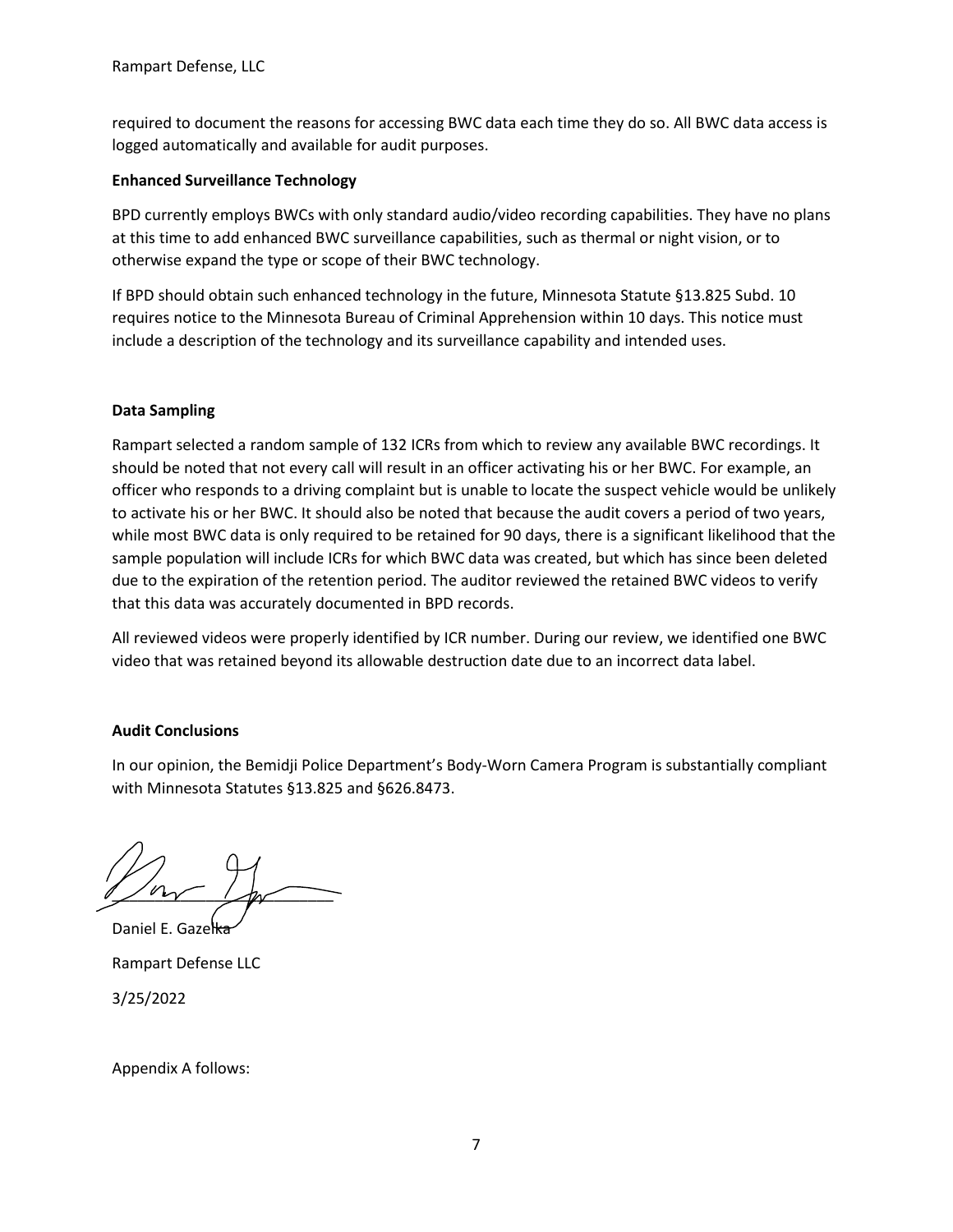required to document the reasons for accessing BWC data each time they do so. All BWC data access is logged automatically and available for audit purposes.

**Enhanced Surveillance Technology**

BPD currently employs BWCs with only standard audio/video recording capabilities. They have no plans at this time to add enhanced BWC surveillance capabilities, such as thermal or night vision, or to otherwise expand the type or scope of their BWC technology.

If BPD should obtain such enhanced technology in the future, Minnesota Statute §13.825 Subd. 10 requires notice to the Minnesota Bureau of Criminal Apprehension within 10 days. This notice must include a description of the technology and its surveillance capability and intended uses.

**Data Sampling**

Rampart selected a random sample of 132 ICRs from which to review any available BWC recordings. It should be noted that not every call will result in an officer activating his or her BWC. For example, an officer who responds to a driving complaint but is unable to locate the suspect vehicle would be unlikely to activate his or her BWC. It should also be noted that because the audit covers a period of two years, while most BWC data is only required to be retained for 90 days, there is a significant likelihood that the sample population will include ICRs for which BWC data was created, but which has since been deleted due to the expiration of the retention period. The auditor reviewed the retained BWC videos to verify that this data was accurately documented in BPD records.

All reviewed videos were properly identified by ICR number. During our review, we identified one BWC video that was retained beyond its allowable destruction date due to an incorrect data label.

**Audit Conclusions**

In our opinion, the Bemidji Police Department's Body-Worn Camera Program is substantially compliant with Minnesota Statutes §13.825 and §626.8473.

Daniel E. Gazelka

Rampart Defense LLC

3/25/2022

Appendix A follows: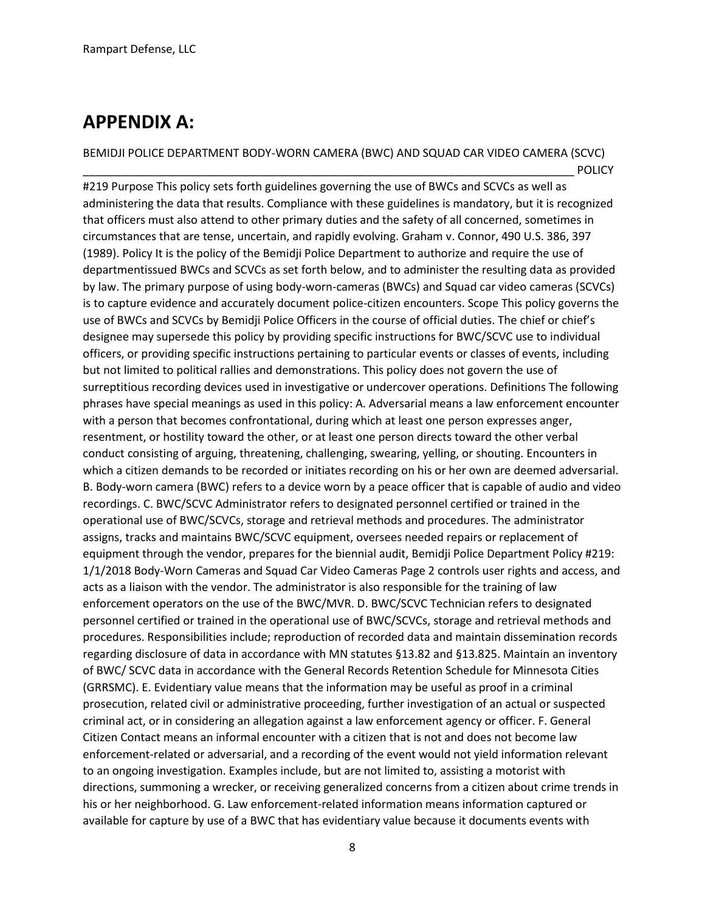# APPENDIX A:

BEMIDJI POLICE DEPARTMENT BODY-WORN CAMERA (BWC) AND SQUAD CAR VIDEO CAMERA (SCVC) ______________________________________________________________________________ POLICY #219 Purpose This policy sets forth guidelines governing the use of BWCs and SCVCs as well as administering the data that results. Compliance with these guidelines is mandatory, but it is recognized that officers must also attend to other primary duties and the safety of all concerned, sometimes in circumstances that are tense, uncertain, and rapidly evolving. Graham v. Connor, 490 U.S. 386, 397 (1989). Policy It is the policy of the Bemidji Police Department to authorize and require the use of departmentissued BWCs and SCVCs as set forth below, and to administer the resulting data as provided by law. The primary purpose of using body-worn-cameras (BWCs) and Squad car video cameras (SCVCs) is to capture evidence and accurately document police-citizen encounters. Scope This policy governs the use of BWCs and SCVCs by Bemidji Police Officers in the course of official duties. The chief or chief's designee may supersede this policy by providing specific instructions for BWC/SCVC use to individual officers, or providing specific instructions pertaining to particular events or classes of events, including but not limited to political rallies and demonstrations. This policy does not govern the use of surreptitious recording devices used in investigative or undercover operations. Definitions The following phrases have special meanings as used in this policy: A. Adversarial means a law enforcement encounter with a person that becomes confrontational, during which at least one person expresses anger, resentment, or hostility toward the other, or at least one person directs toward the other verbal conduct consisting of arguing, threatening, challenging, swearing, yelling, or shouting. Encounters in which a citizen demands to be recorded or initiates recording on his or her own are deemed adversarial. B. Body-worn camera (BWC) refers to a device worn by a peace officer that is capable of audio and video recordings. C. BWC/SCVC Administrator refers to designated personnel certified or trained in the operational use of BWC/SCVCs, storage and retrieval methods and procedures. The administrator assigns, tracks and maintains BWC/SCVC equipment, oversees needed repairs or replacement of equipment through the vendor, prepares for the biennial audit, Bemidji Police Department Policy #219: 1/1/2018 Body-Worn Cameras and Squad Car Video Cameras Page 2 controls user rights and access, and acts as a liaison with the vendor. The administrator is also responsible for the training of law enforcement operators on the use of the BWC/MVR. D. BWC/SCVC Technician refers to designated personnel certified or trained in the operational use of BWC/SCVCs, storage and retrieval methods and procedures. Responsibilities include; reproduction of recorded data and maintain dissemination records regarding disclosure of data in accordance with MN statutes §13.82 and §13.825. Maintain an inventory of BWC/ SCVC data in accordance with the General Records Retention Schedule for Minnesota Cities (GRRSMC). E. Evidentiary value means that the information may be useful as proof in a criminal prosecution, related civil or administrative proceeding, further investigation of an actual or suspected criminal act, or in considering an allegation against a law enforcement agency or officer. F. General Citizen Contact means an informal encounter with a citizen that is not and does not become law enforcement-related or adversarial, and a recording of the event would not yield information relevant to an ongoing investigation. Examples include, but are not limited to, assisting a motorist with directions, summoning a wrecker, or receiving generalized concerns from a citizen about crime trends in his or her neighborhood. G. Law enforcement-related information means information captured or available for capture by use of a BWC that has evidentiary value because it documents events with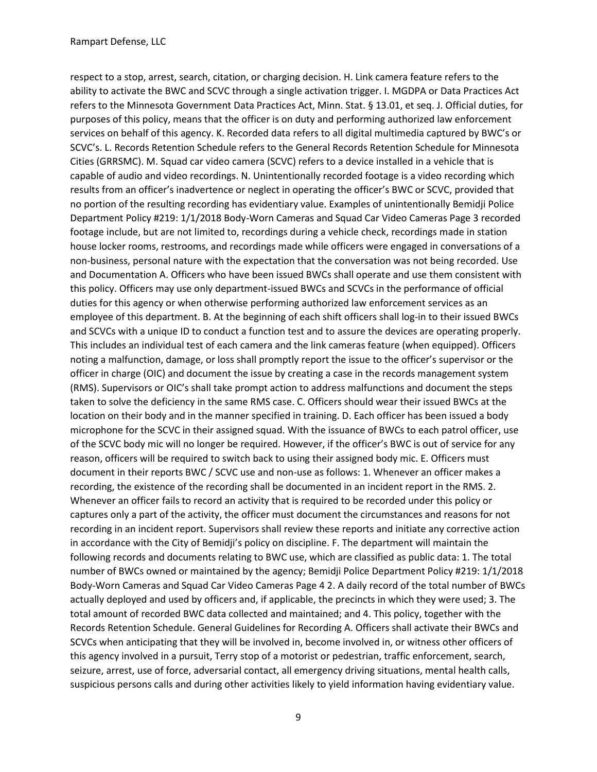respect to a stop, arrest, search, citation, or charging decision. H. Link camera feature refers to the ability to activate the BWC and SCVC through a single activation trigger. I. MGDPA or Data Practices Act refers to the Minnesota Government Data Practices Act, Minn. Stat. § 13.01, et seq. J. Official duties, for purposes of this policy, means that the officer is on duty and performing authorized law enforcement services on behalf of this agency. K. Recorded data refers to all digital multimedia captured by BWC's or SCVC's. L. Records Retention Schedule refers to the General Records Retention Schedule for Minnesota Cities (GRRSMC). M. Squad car video camera (SCVC) refers to a device installed in a vehicle that is capable of audio and video recordings. N. Unintentionally recorded footage is a video recording which results from an officer's inadvertence or neglect in operating the officer's BWC or SCVC, provided that no portion of the resulting recording has evidentiary value. Examples of unintentionally Bemidji Police Department Policy #219: 1/1/2018 Body-Worn Cameras and Squad Car Video Cameras Page 3 recorded footage include, but are not limited to, recordings during a vehicle check, recordings made in station house locker rooms, restrooms, and recordings made while officers were engaged in conversations of a non-business, personal nature with the expectation that the conversation was not being recorded. Use and Documentation A. Officers who have been issued BWCs shall operate and use them consistent with this policy. Officers may use only department-issued BWCs and SCVCs in the performance of official duties for this agency or when otherwise performing authorized law enforcement services as an employee of this department. B. At the beginning of each shift officers shall log-in to their issued BWCs and SCVCs with a unique ID to conduct a function test and to assure the devices are operating properly. This includes an individual test of each camera and the link cameras feature (when equipped). Officers noting a malfunction, damage, or loss shall promptly report the issue to the officer's supervisor or the officer in charge (OIC) and document the issue by creating a case in the records management system (RMS). Supervisors or OIC's shall take prompt action to address malfunctions and document the steps taken to solve the deficiency in the same RMS case. C. Officers should wear their issued BWCs at the location on their body and in the manner specified in training. D. Each officer has been issued a body microphone for the SCVC in their assigned squad. With the issuance of BWCs to each patrol officer, use of the SCVC body mic will no longer be required. However, if the officer's BWC is out of service for any reason, officers will be required to switch back to using their assigned body mic. E. Officers must document in their reports BWC / SCVC use and non-use as follows: 1. Whenever an officer makes a recording, the existence of the recording shall be documented in an incident report in the RMS. 2. Whenever an officer fails to record an activity that is required to be recorded under this policy or captures only a part of the activity, the officer must document the circumstances and reasons for not recording in an incident report. Supervisors shall review these reports and initiate any corrective action in accordance with the City of Bemidji's policy on discipline. F. The department will maintain the following records and documents relating to BWC use, which are classified as public data: 1. The total number of BWCs owned or maintained by the agency; Bemidji Police Department Policy #219: 1/1/2018 Body-Worn Cameras and Squad Car Video Cameras Page 4 2. A daily record of the total number of BWCs actually deployed and used by officers and, if applicable, the precincts in which they were used; 3. The total amount of recorded BWC data collected and maintained; and 4. This policy, together with the Records Retention Schedule. General Guidelines for Recording A. Officers shall activate their BWCs and SCVCs when anticipating that they will be involved in, become involved in, or witness other officers of this agency involved in a pursuit, Terry stop of a motorist or pedestrian, traffic enforcement, search, seizure, arrest, use of force, adversarial contact, all emergency driving situations, mental health calls, suspicious persons calls and during other activities likely to yield information having evidentiary value.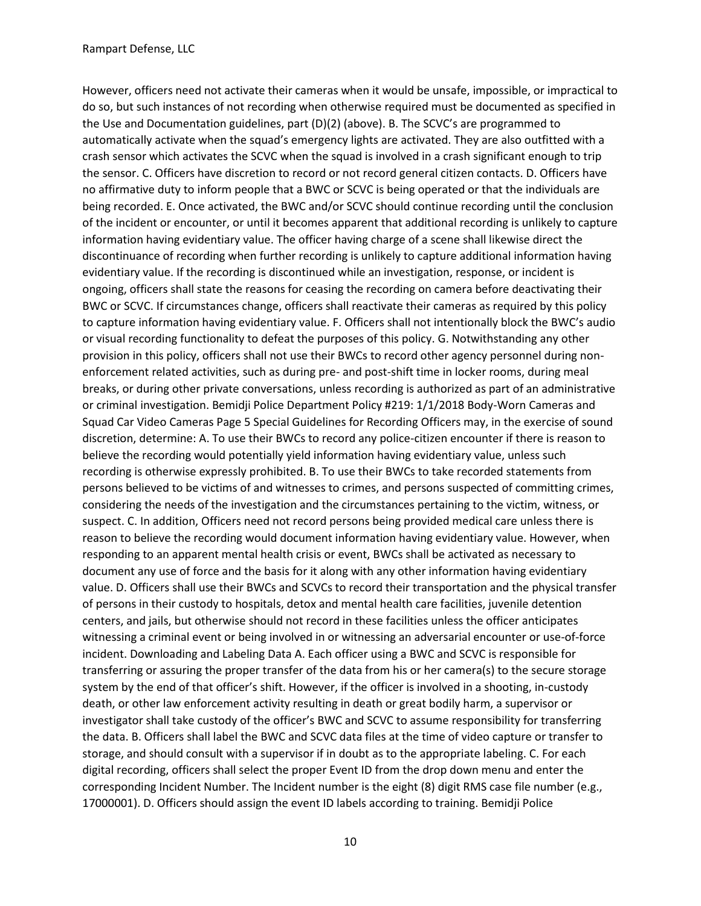However, officers need not activate their cameras when it would be unsafe, impossible, or impractical to do so, but such instances of not recording when otherwise required must be documented as specified in the Use and Documentation guidelines, part (D)(2) (above). B. The SCVC's are programmed to automatically activate when the squad's emergency lights are activated. They are also outfitted with a crash sensor which activates the SCVC when the squad is involved in a crash significant enough to trip the sensor. C. Officers have discretion to record or not record general citizen contacts. D. Officers have no affirmative duty to inform people that a BWC or SCVC is being operated or that the individuals are being recorded. E. Once activated, the BWC and/or SCVC should continue recording until the conclusion of the incident or encounter, or until it becomes apparent that additional recording is unlikely to capture information having evidentiary value. The officer having charge of a scene shall likewise direct the discontinuance of recording when further recording is unlikely to capture additional information having evidentiary value. If the recording is discontinued while an investigation, response, or incident is ongoing, officers shall state the reasons for ceasing the recording on camera before deactivating their BWC or SCVC. If circumstances change, officers shall reactivate their cameras as required by this policy to capture information having evidentiary value. F. Officers shall not intentionally block the BWC's audio or visual recording functionality to defeat the purposes of this policy. G. Notwithstanding any other provision in this policy, officers shall not use their BWCs to record other agency personnel during non-enforcement related activities, such as during pre- and post-shift time in locker rooms, during meal breaks, or during other private conversations, unless recording is authorized as part of an administrative or criminal investigation. Bemidji Police Department Policy #219: 1/1/2018 Body-Worn Cameras and Squad Car Video Cameras Page 5 Special Guidelines for Recording Officers may, in the exercise of sound discretion, determine: A. To use their BWCs to record any police-citizen encounter if there is reason to believe the recording would potentially yield information having evidentiary value, unless such recording is otherwise expressly prohibited. B. To use their BWCs to take recorded statements from persons believed to be victims of and witnesses to crimes, and persons suspected of committing crimes, considering the needs of the investigation and the circumstances pertaining to the victim, witness, or suspect. C. In addition, Officers need not record persons being provided medical care unless there is reason to believe the recording would document information having evidentiary value. However, when responding to an apparent mental health crisis or event, BWCs shall be activated as necessary to document any use of force and the basis for it along with any other information having evidentiary value. D. Officers shall use their BWCs and SCVCs to record their transportation and the physical transfer of persons in their custody to hospitals, detox and mental health care facilities, juvenile detention centers, and jails, but otherwise should not record in these facilities unless the officer anticipates witnessing a criminal event or being involved in or witnessing an adversarial encounter or use-of-force incident. Downloading and Labeling Data A. Each officer using a BWC and SCVC is responsible for transferring or assuring the proper transfer of the data from his or her camera(s) to the secure storage system by the end of that officer's shift. However, if the officer is involved in a shooting, in-custody death, or other law enforcement activity resulting in death or great bodily harm, a supervisor or investigator shall take custody of the officer's BWC and SCVC to assume responsibility for transferring the data. B. Officers shall label the BWC and SCVC data files at the time of video capture or transfer to storage, and should consult with a supervisor if in doubt as to the appropriate labeling. C. For each digital recording, officers shall select the proper Event ID from the drop down menu and enter the corresponding Incident Number. The Incident number is the eight (8) digit RMS case file number (e.g., 17000001). D. Officers should assign the event ID labels according to training. Bemidji Police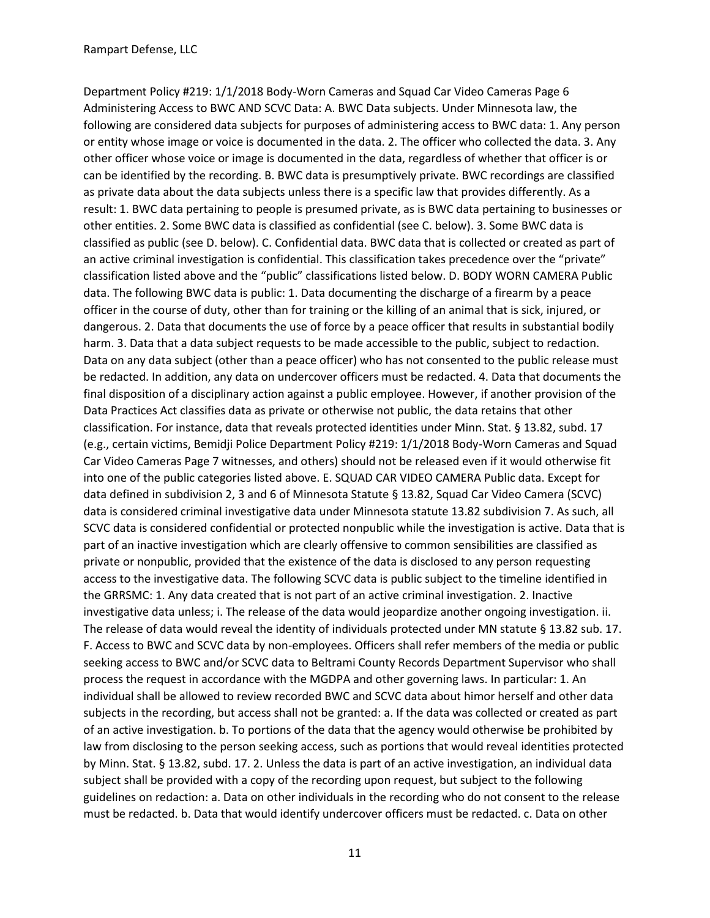Rampart Defense, LLC

Department Policy #219: 1/1/2018 Body-Worn Cameras and Squad Car Video Cameras Page 6 Administering Access to BWC AND SCVC Data: A. BWC Data subjects. Under Minnesota law, the following are considered data subjects for purposes of administering access to BWC data: 1. Any person or entity whose image or voice is documented in the data. 2. The officer who collected the data. 3. Any other officer whose voice or image is documented in the data, regardless of whether that officer is or can be identified by the recording. B. BWC data is presumptively private. BWC recordings are classified as private data about the data subjects unless there is a specific law that provides differently. As a result: 1. BWC data pertaining to people is presumed private, as is BWC data pertaining to businesses or other entities. 2. Some BWC data is classified as confidential (see C. below). 3. Some BWC data is classified as public (see D. below). C. Confidential data. BWC data that is collected or created as part of an active criminal investigation is confidential. This classification takes precedence over the "private" classification listed above and the "public" classifications listed below. D. BODY WORN CAMERA Public data. The following BWC data is public: 1. Data documenting the discharge of a firearm by a peace officer in the course of duty, other than for training or the killing of an animal that is sick, injured, or dangerous. 2. Data that documents the use of force by a peace officer that results in substantial bodily harm. 3. Data that a data subject requests to be made accessible to the public, subject to redaction. Data on any data subject (other than a peace officer) who has not consented to the public release must be redacted. In addition, any data on undercover officers must be redacted. 4. Data that documents the final disposition of a disciplinary action against a public employee. However, if another provision of the Data Practices Act classifies data as private or otherwise not public, the data retains that other classification. For instance, data that reveals protected identities under Minn. Stat. § 13.82, subd. 17 (e.g., certain victims, Bemidji Police Department Policy #219: 1/1/2018 Body-Worn Cameras and Squad Car Video Cameras Page 7 witnesses, and others) should not be released even if it would otherwise fit into one of the public categories listed above. E. SQUAD CAR VIDEO CAMERA Public data. Except for data defined in subdivision 2, 3 and 6 of Minnesota Statute § 13.82, Squad Car Video Camera (SCVC) data is considered criminal investigative data under Minnesota statute 13.82 subdivision 7. As such, all SCVC data is considered confidential or protected nonpublic while the investigation is active. Data that is part of an inactive investigation which are clearly offensive to common sensibilities are classified as private or nonpublic, provided that the existence of the data is disclosed to any person requesting access to the investigative data. The following SCVC data is public subject to the timeline identified in the GRRSMC: 1. Any data created that is not part of an active criminal investigation. 2. Inactive investigative data unless; i. The release of the data would jeopardize another ongoing investigation. ii. The release of data would reveal the identity of individuals protected under MN statute § 13.82 sub. 17. F. Access to BWC and SCVC data by non-employees. Officers shall refer members of the media or public seeking access to BWC and/or SCVC data to Beltrami County Records Department Supervisor who shall process the request in accordance with the MGDPA and other governing laws. In particular: 1. An individual shall be allowed to review recorded BWC and SCVC data about himor herself and other data subjects in the recording, but access shall not be granted: a. If the data was collected or created as part of an active investigation. b. To portions of the data that the agency would otherwise be prohibited by law from disclosing to the person seeking access, such as portions that would reveal identities protected by Minn. Stat. § 13.82, subd. 17. 2. Unless the data is part of an active investigation, an individual data subject shall be provided with a copy of the recording upon request, but subject to the following guidelines on redaction: a. Data on other individuals in the recording who do not consent to the release must be redacted. b. Data that would identify undercover officers must be redacted. c. Data on other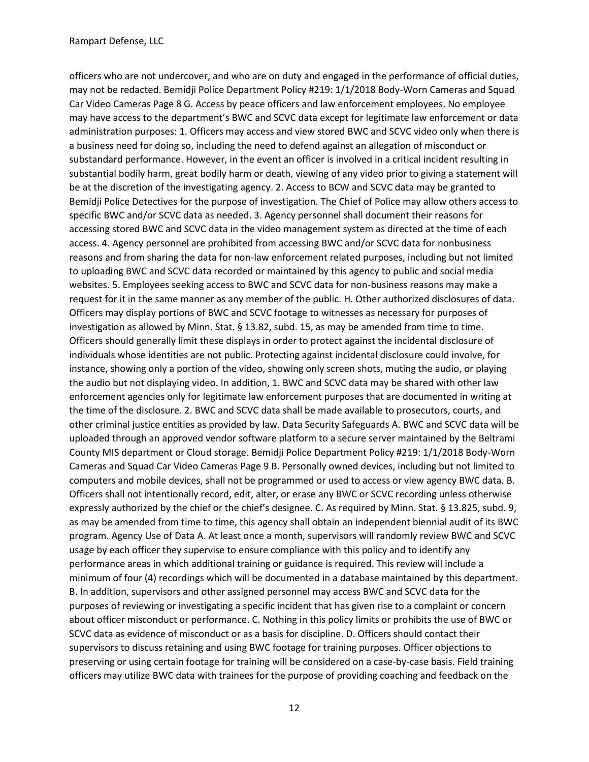officers who are not undercover, and who are on duty and engaged in the performance of official duties, may not be redacted. Bemidji Police Department Policy #219: 1/1/2018 Body-Worn Cameras and Squad Car Video Cameras Page 8 G. Access by peace officers and law enforcement employees. No employee may have access to the department's BWC and SCVC data except for legitimate law enforcement or data administration purposes: 1. Officers may access and view stored BWC and SCVC video only when there is a business need for doing so, including the need to defend against an allegation of misconduct or substandard performance. However, in the event an officer is involved in a critical incident resulting in substantial bodily harm, great bodily harm or death, viewing of any video prior to giving a statement will be at the discretion of the investigating agency. 2. Access to BCW and SCVC data may be granted to Bemidji Police Detectives for the purpose of investigation. The Chief of Police may allow others access to specific BWC and/or SCVC data as needed. 3. Agency personnel shall document their reasons for accessing stored BWC and SCVC data in the video management system as directed at the time of each access. 4. Agency personnel are prohibited from accessing BWC and/or SCVC data for nonbusiness reasons and from sharing the data for non-law enforcement related purposes, including but not limited to uploading BWC and SCVC data recorded or maintained by this agency to public and social media websites. 5. Employees seeking access to BWC and SCVC data for non-business reasons may make a request for it in the same manner as any member of the public. H. Other authorized disclosures of data. Officers may display portions of BWC and SCVC footage to witnesses as necessary for purposes of investigation as allowed by Minn. Stat. § 13.82, subd. 15, as may be amended from time to time. Officers should generally limit these displays in order to protect against the incidental disclosure of individuals whose identities are not public. Protecting against incidental disclosure could involve, for instance, showing only a portion of the video, showing only screen shots, muting the audio, or playing the audio but not displaying video. In addition, 1. BWC and SCVC data may be shared with other law enforcement agencies only for legitimate law enforcement purposes that are documented in writing at the time of the disclosure. 2. BWC and SCVC data shall be made available to prosecutors, courts, and other criminal justice entities as provided by law. Data Security Safeguards A. BWC and SCVC data will be uploaded through an approved vendor software platform to a secure server maintained by the Beltrami County MIS department or Cloud storage. Bemidji Police Department Policy #219: 1/1/2018 Body-Worn Cameras and Squad Car Video Cameras Page 9 B. Personally owned devices, including but not limited to computers and mobile devices, shall not be programmed or used to access or view agency BWC data. B. Officers shall not intentionally record, edit, alter, or erase any BWC or SCVC recording unless otherwise expressly authorized by the chief or the chief's designee. C. As required by Minn. Stat. § 13.825, subd. 9, as may be amended from time to time, this agency shall obtain an independent biennial audit of its BWC program. Agency Use of Data A. At least once a month, supervisors will randomly review BWC and SCVC usage by each officer they supervise to ensure compliance with this policy and to identify any performance areas in which additional training or guidance is required. This review will include a minimum of four (4) recordings which will be documented in a database maintained by this department. B. In addition, supervisors and other assigned personnel may access BWC and SCVC data for the purposes of reviewing or investigating a specific incident that has given rise to a complaint or concern about officer misconduct or performance. C. Nothing in this policy limits or prohibits the use of BWC or SCVC data as evidence of misconduct or as a basis for discipline. D. Officers should contact their supervisors to discuss retaining and using BWC footage for training purposes. Officer objections to preserving or using certain footage for training will be considered on a case-by-case basis. Field training officers may utilize BWC data with trainees for the purpose of providing coaching and feedback on the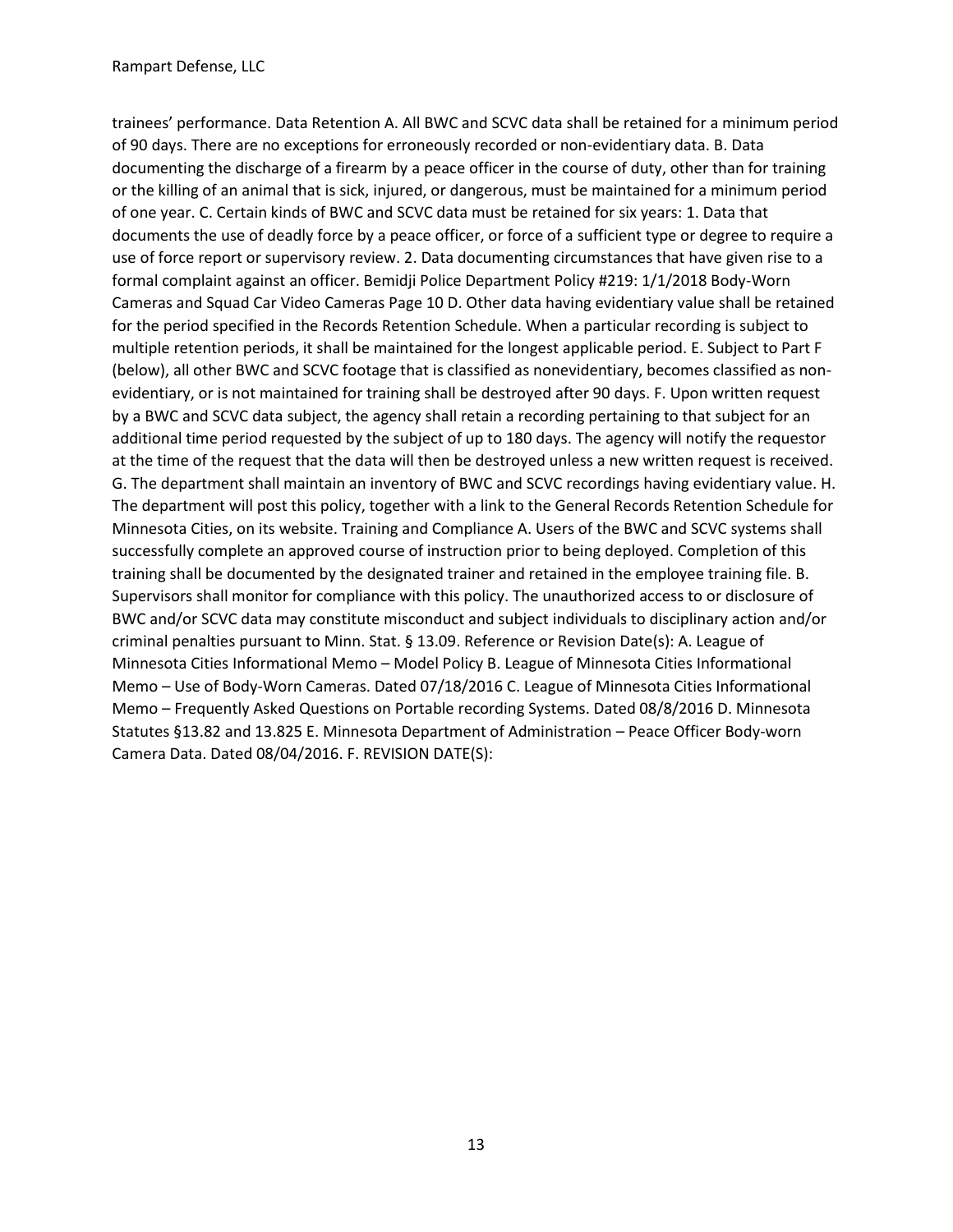trainees' performance. Data Retention A. All BWC and SCVC data shall be retained for a minimum period of 90 days. There are no exceptions for erroneously recorded or non-evidentiary data. B. Data documenting the discharge of a firearm by a peace officer in the course of duty, other than for training or the killing of an animal that is sick, injured, or dangerous, must be maintained for a minimum period of one year. C. Certain kinds of BWC and SCVC data must be retained for six years: 1. Data that documents the use of deadly force by a peace officer, or force of a sufficient type or degree to require a use of force report or supervisory review. 2. Data documenting circumstances that have given rise to a formal complaint against an officer. Bemidji Police Department Policy #219: 1/1/2018 Body-Worn Cameras and Squad Car Video Cameras Page 10 D. Other data having evidentiary value shall be retained for the period specified in the Records Retention Schedule. When a particular recording is subject to multiple retention periods, it shall be maintained for the longest applicable period. E. Subject to Part F (below), all other BWC and SCVC footage that is classified as nonevidentiary, becomes classified as non-evidentiary, or is not maintained for training shall be destroyed after 90 days. F. Upon written request by a BWC and SCVC data subject, the agency shall retain a recording pertaining to that subject for an additional time period requested by the subject of up to 180 days. The agency will notify the requestor at the time of the request that the data will then be destroyed unless a new written request is received. G. The department shall maintain an inventory of BWC and SCVC recordings having evidentiary value. H. The department will post this policy, together with a link to the General Records Retention Schedule for Minnesota Cities, on its website. Training and Compliance A. Users of the BWC and SCVC systems shall successfully complete an approved course of instruction prior to being deployed. Completion of this training shall be documented by the designated trainer and retained in the employee training file. B. Supervisors shall monitor for compliance with this policy. The unauthorized access to or disclosure of BWC and/or SCVC data may constitute misconduct and subject individuals to disciplinary action and/or criminal penalties pursuant to Minn. Stat. § 13.09. Reference or Revision Date(s): A. League of Minnesota Cities Informational Memo – Model Policy B. League of Minnesota Cities Informational Memo – Use of Body-Worn Cameras. Dated 07/18/2016 C. League of Minnesota Cities Informational Memo – Frequently Asked Questions on Portable recording Systems. Dated 08/8/2016 D. Minnesota Statutes §13.82 and 13.825 E. Minnesota Department of Administration – Peace Officer Body-worn Camera Data. Dated 08/04/2016. F. REVISION DATE(S):